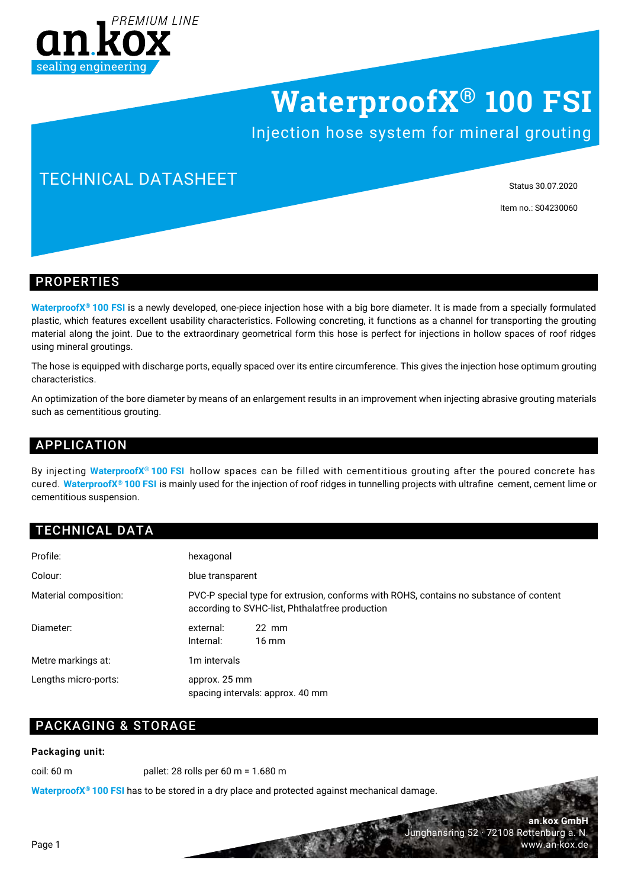an.kox PREMIUM LINE
sealing engineering

# WaterproofX® 100 FSI

Injection hose system for mineral grouting

## TECHNICAL DATASHEET

Status 30.07.2020

Item no.: S04230060

## PROPERTIES

**WaterproofX® 100 FSI** is a newly developed, one-piece injection hose with a big bore diameter. It is made from a specially formulated plastic, which features excellent usability characteristics. Following concreting, it functions as a channel for transporting the grouting material along the joint. Due to the extraordinary geometrical form this hose is perfect for injections in hollow spaces of roof ridges using mineral groutings.

The hose is equipped with discharge ports, equally spaced over its entire circumference. This gives the injection hose optimum grouting characteristics.

An optimization of the bore diameter by means of an enlargement results in an improvement when injecting abrasive grouting materials such as cementitious grouting.

## APPLICATION

By injecting **WaterproofX® 100 FSI** hollow spaces can be filled with cementitious grouting after the poured concrete has cured. **WaterproofX® 100 FSI** is mainly used for the injection of roof ridges in tunnelling projects with ultrafine cement, cement lime or cementitious suspension.

## TECHNICAL DATA

| | |
|---|---|
| Profile: | hexagonal |
| Colour: | blue transparent |
| Material composition: | PVC-P special type for extrusion, conforms with ROHS, contains no substance of content according to SVHC-list, Phthalatfree production |
| Diameter: | external: 22 mm<br>Internal: 16 mm |
| Metre markings at: | 1m intervals |
| Lengths micro-ports: | approx. 25 mm<br>spacing intervals: approx. 40 mm |

## PACKAGING & STORAGE

**Packaging unit:**

coil: 60 m          pallet: 28 rolls per 60 m = 1.680 m

**WaterproofX® 100 FSI** has to be stored in a dry place and protected against mechanical damage.

**an.kox GmbH**
Junghansring 52 · 72108 Rottenburg a. N.
www.an-kox.de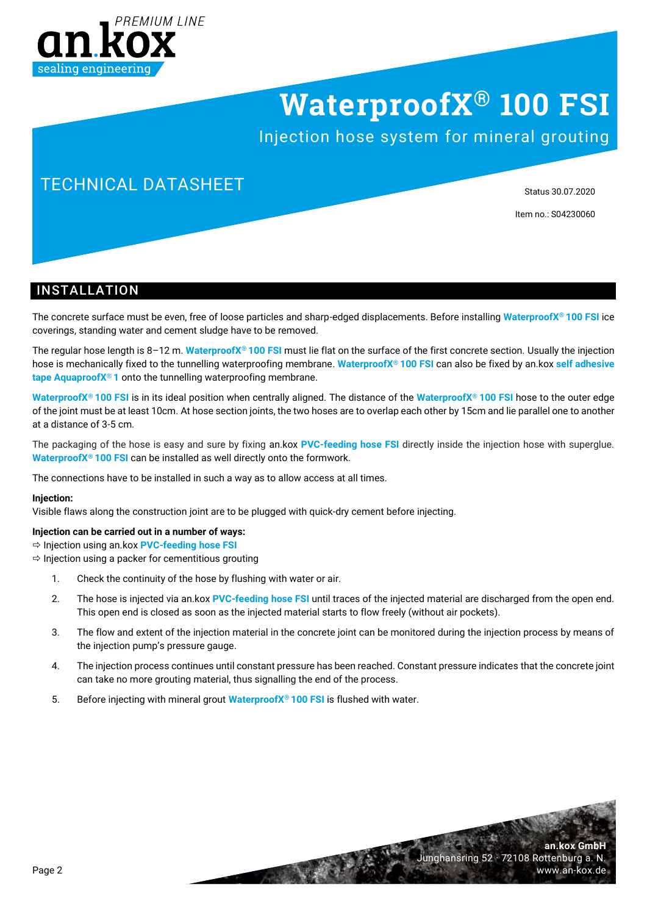# WaterproofX® 100 FSI

Injection hose system for mineral grouting

TECHNICAL DATASHEET

Status 30.07.2020

Item no.: S04230060

## INSTALLATION

The concrete surface must be even, free of loose particles and sharp-edged displacements. Before installing **WaterproofX® 100 FSI** ice coverings, standing water and cement sludge have to be removed.

The regular hose length is 8–12 m. **WaterproofX® 100 FSI** must lie flat on the surface of the first concrete section. Usually the injection hose is mechanically fixed to the tunnelling waterproofing membrane. **WaterproofX® 100 FSI** can also be fixed by an.kox **self adhesive tape AquaproofX® 1** onto the tunnelling waterproofing membrane.

**WaterproofX® 100 FSI** is in its ideal position when centrally aligned. The distance of the **WaterproofX® 100 FSI** hose to the outer edge of the joint must be at least 10cm. At hose section joints, the two hoses are to overlap each other by 15cm and lie parallel one to another at a distance of 3-5 cm.

The packaging of the hose is easy and sure by fixing an.kox **PVC-feeding hose FSI** directly inside the injection hose with superglue. **WaterproofX® 100 FSI** can be installed as well directly onto the formwork.

The connections have to be installed in such a way as to allow access at all times.

**Injection:**
Visible flaws along the construction joint are to be plugged with quick-dry cement before injecting.

**Injection can be carried out in a number of ways:**
⇨ Injection using an.kox **PVC-feeding hose FSI**
⇨ Injection using a packer for cementitious grouting

1. Check the continuity of the hose by flushing with water or air.
2. The hose is injected via an.kox **PVC-feeding hose FSI** until traces of the injected material are discharged from the open end. This open end is closed as soon as the injected material starts to flow freely (without air pockets).
3. The flow and extent of the injection material in the concrete joint can be monitored during the injection process by means of the injection pump's pressure gauge.
4. The injection process continues until constant pressure has been reached. Constant pressure indicates that the concrete joint can take no more grouting material, thus signalling the end of the process.
5. Before injecting with mineral grout **WaterproofX® 100 FSI** is flushed with water.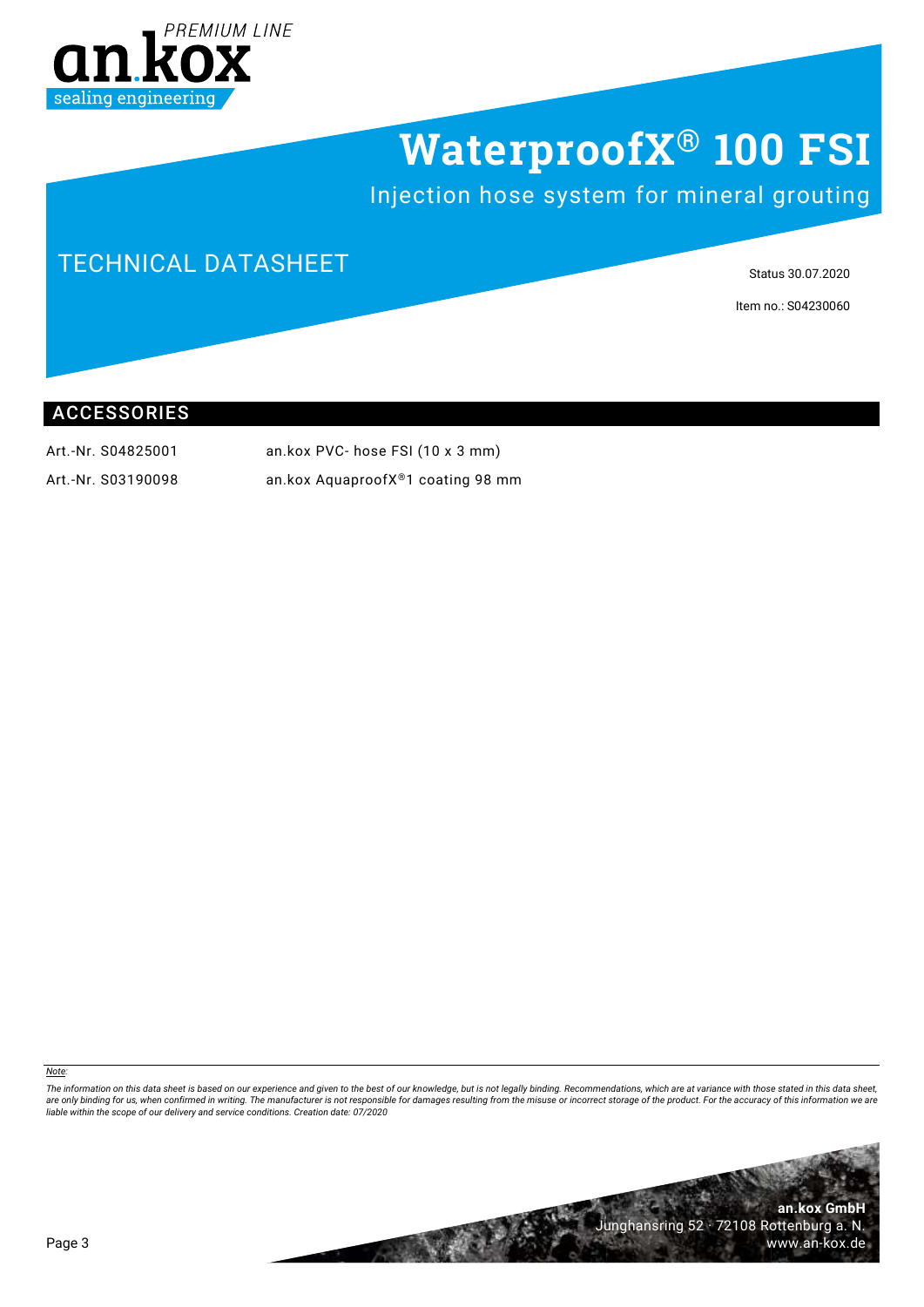# WaterproofX® 100 FSI

Injection hose system for mineral grouting

## TECHNICAL DATASHEET

Status 30.07.2020

Item no.: S04230060

## ACCESSORIES

| | |
|---|---|
| Art.-Nr. S04825001 | an.kox PVC- hose FSI (10 x 3 mm) |
| Art.-Nr. S03190098 | an.kox AquaproofX®1 coating 98 mm |

*Note:*

*The information on this data sheet is based on our experience and given to the best of our knowledge, but is not legally binding. Recommendations, which are at variance with those stated in this data sheet, are only binding for us, when confirmed in writing. The manufacturer is not responsible for damages resulting from the misuse or incorrect storage of the product. For the accuracy of this information we are liable within the scope of our delivery and service conditions. Creation date: 07/2020*

**an.kox GmbH**
Junghansring 52 · 72108 Rottenburg a. N.
www.an-kox.de